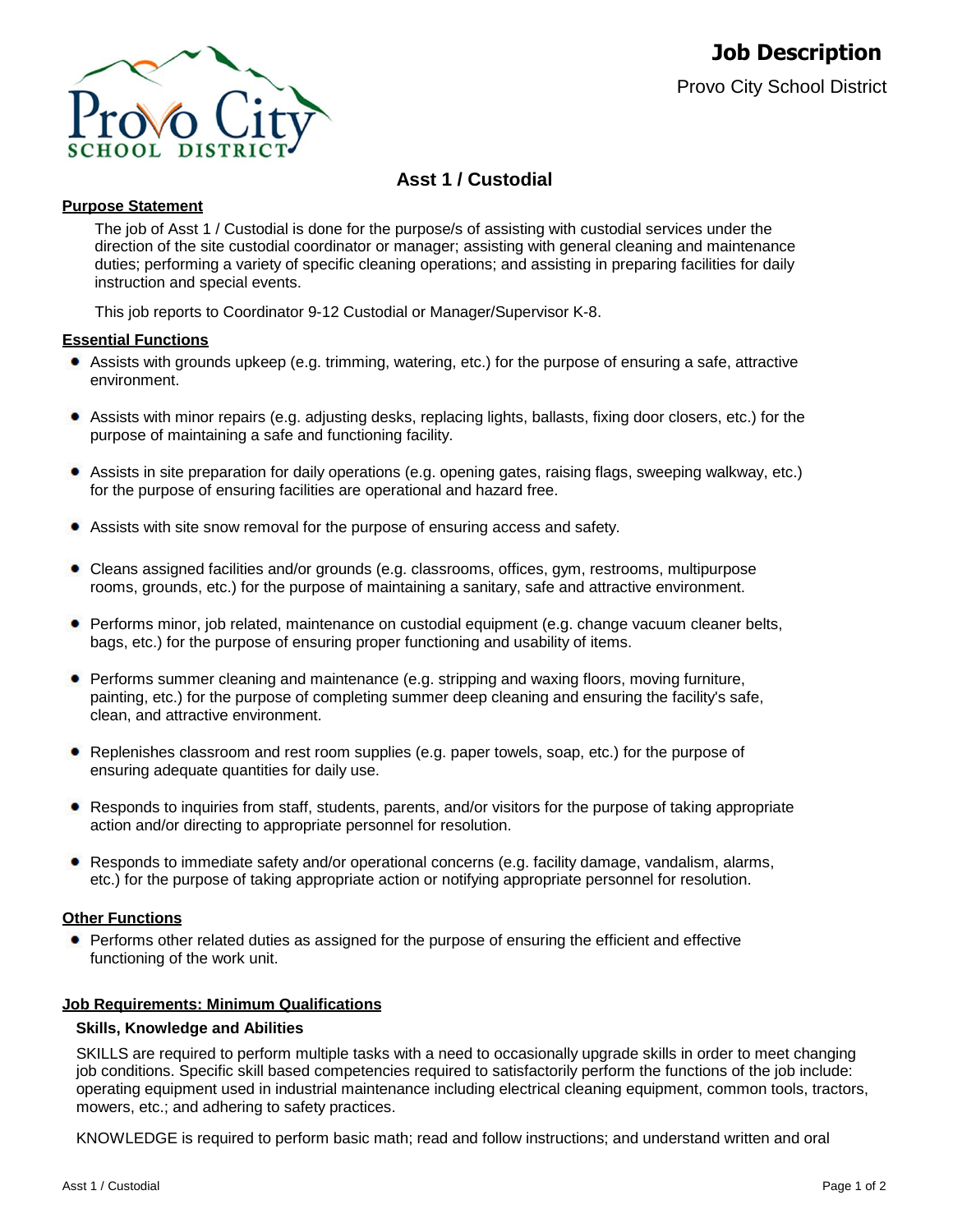# Job Description

Provo City School District

## Asst 1 / Custodial

### Purpose Statement

The job of Asst 1 / Custodial is done for the purpose/s of assisting with custodial services under the direction of the site custodial coordinator or manager; assisting with general cleaning and maintenance duties; performing a variety of specific cleaning operations; and assisting in preparing facilities for daily instruction and special events.

This job reports to Coordinator 9-12 Custodial or Manager/Supervisor K-8.

### Essential Functions

- Assists with grounds upkeep (e.g. trimming, watering, etc.) for the purpose of ensuring a safe, attractive environment.
- Assists with minor repairs (e.g. adjusting desks, replacing lights, ballasts, fixing door closers, etc.) for the purpose of maintaining a safe and functioning facility.
- Assists in site preparation for daily operations (e.g. opening gates, raising flags, sweeping walkway, etc.) for the purpose of ensuring facilities are operational and hazard free.
- Assists with site snow removal for the purpose of ensuring access and safety.
- Cleans assigned facilities and/or grounds (e.g. classrooms, offices, gym, restrooms, multipurpose rooms, grounds, etc.) for the purpose of maintaining a sanitary, safe and attractive environment.
- Performs minor, job related, maintenance on custodial equipment (e.g. change vacuum cleaner belts, bags, etc.) for the purpose of ensuring proper functioning and usability of items.
- Performs summer cleaning and maintenance (e.g. stripping and waxing floors, moving furniture, painting, etc.) for the purpose of completing summer deep cleaning and ensuring the facility's safe, clean, and attractive environment.
- Replenishes classroom and rest room supplies (e.g. paper towels, soap, etc.) for the purpose of ensuring adequate quantities for daily use.
- Responds to inquiries from staff, students, parents, and/or visitors for the purpose of taking appropriate action and/or directing to appropriate personnel for resolution.
- Responds to immediate safety and/or operational concerns (e.g. facility damage, vandalism, alarms, etc.) for the purpose of taking appropriate action or notifying appropriate personnel for resolution.

### Other Functions

- Performs other related duties as assigned for the purpose of ensuring the efficient and effective functioning of the work unit.

### Job Requirements: Minimum Qualifications

#### Skills, Knowledge and Abilities

SKILLS are required to perform multiple tasks with a need to occasionally upgrade skills in order to meet changing job conditions. Specific skill based competencies required to satisfactorily perform the functions of the job include: operating equipment used in industrial maintenance including electrical cleaning equipment, common tools, tractors, mowers, etc.; and adhering to safety practices.

KNOWLEDGE is required to perform basic math; read and follow instructions; and understand written and oral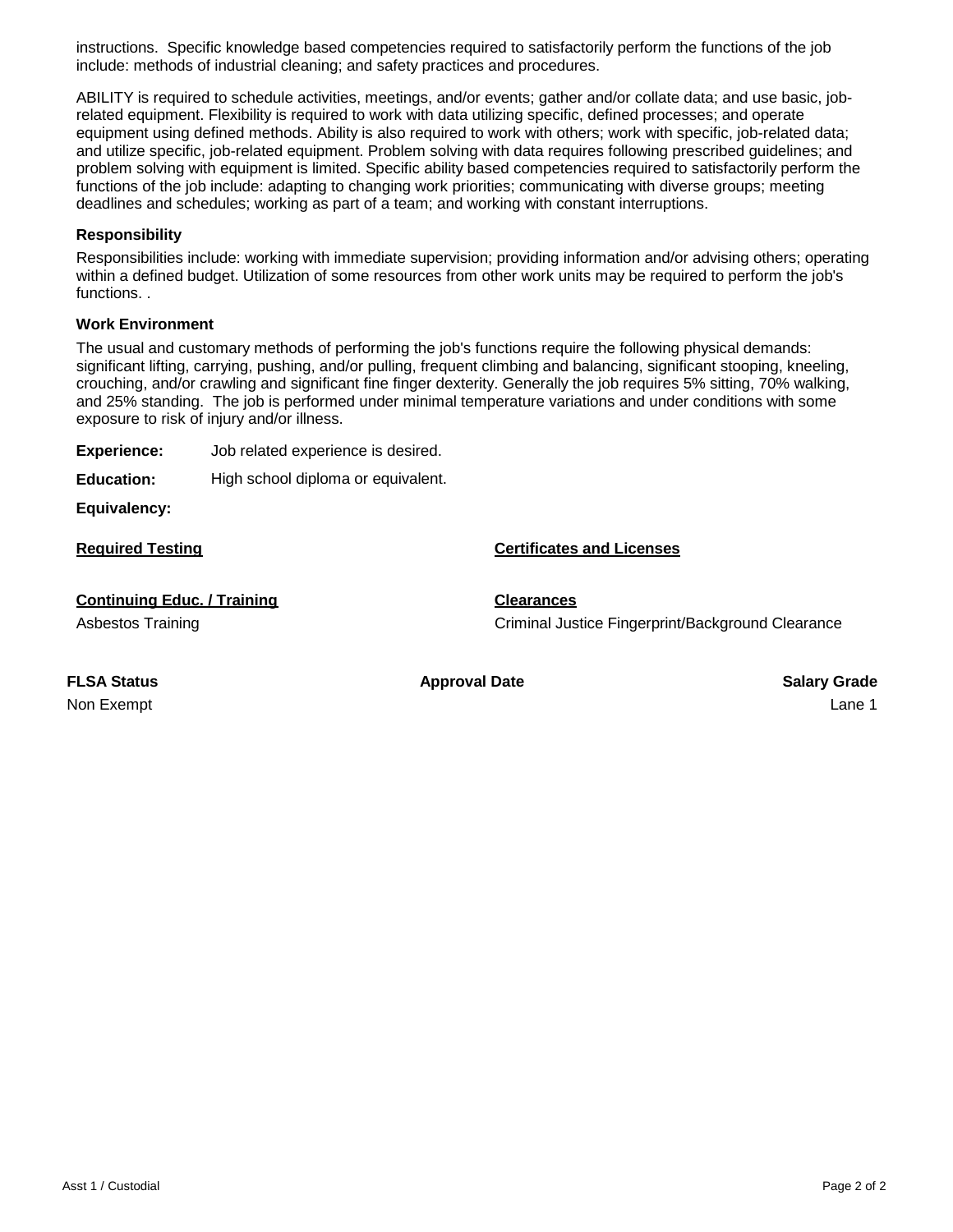instructions. Specific knowledge based competencies required to satisfactorily perform the functions of the job include: methods of industrial cleaning; and safety practices and procedures.

ABILITY is required to schedule activities, meetings, and/or events; gather and/or collate data; and use basic, job-related equipment. Flexibility is required to work with data utilizing specific, defined processes; and operate equipment using defined methods. Ability is also required to work with others; work with specific, job-related data; and utilize specific, job-related equipment. Problem solving with data requires following prescribed guidelines; and problem solving with equipment is limited. Specific ability based competencies required to satisfactorily perform the functions of the job include: adapting to changing work priorities; communicating with diverse groups; meeting deadlines and schedules; working as part of a team; and working with constant interruptions.

### Responsibility

Responsibilities include: working with immediate supervision; providing information and/or advising others; operating within a defined budget. Utilization of some resources from other work units may be required to perform the job's functions. .

### Work Environment

The usual and customary methods of performing the job's functions require the following physical demands: significant lifting, carrying, pushing, and/or pulling, frequent climbing and balancing, significant stooping, kneeling, crouching, and/or crawling and significant fine finger dexterity. Generally the job requires 5% sitting, 70% walking, and 25% standing. The job is performed under minimal temperature variations and under conditions with some exposure to risk of injury and/or illness.

**Experience:** Job related experience is desired.

**Education:** High school diploma or equivalent.

**Equivalency:**

**Required Testing**

**Certificates and Licenses**

**Continuing Educ. / Training**

Asbestos Training

**Clearances**

Criminal Justice Fingerprint/Background Clearance

| FLSA Status | Approval Date | Salary Grade |
|---|---|---|
| Non Exempt | | Lane 1 |